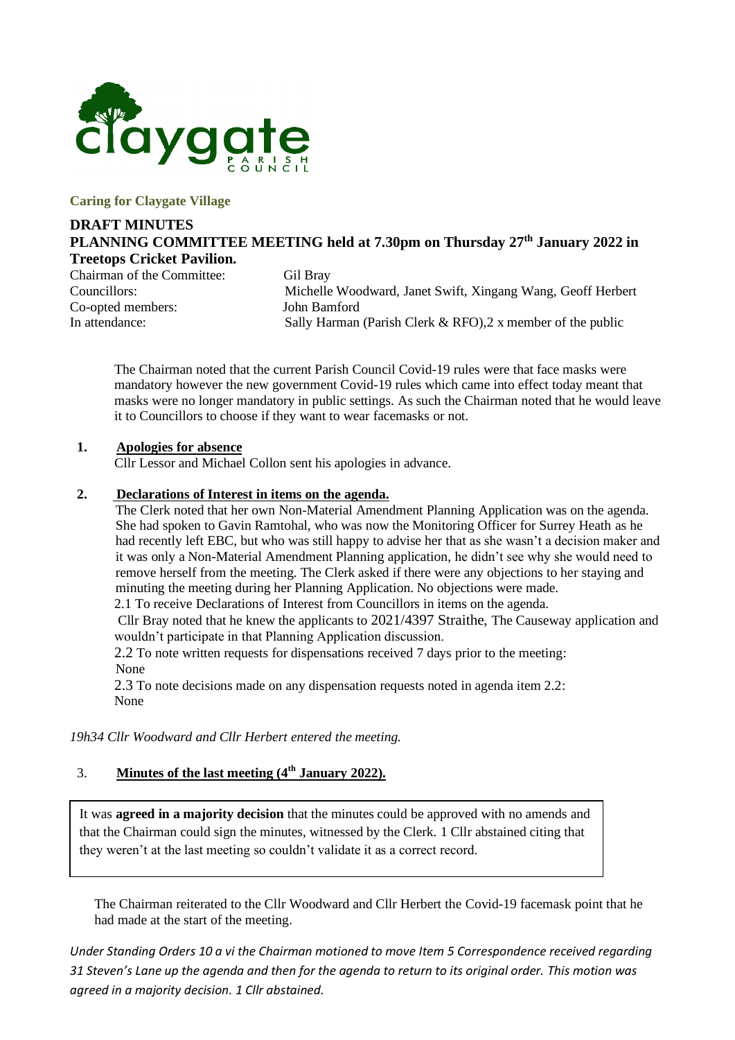claygate PARISH COUNCIL

**Caring for Claygate Village**

## DRAFT MINUTES

## PLANNING COMMITTEE MEETING held at 7.30pm on Thursday 27th January 2022 in Treetops Cricket Pavilion.

Chairman of the Committee: Gil Bray
Councillors: Michelle Woodward, Janet Swift, Xingang Wang, Geoff Herbert
Co-opted members: John Bamford
In attendance: Sally Harman (Parish Clerk & RFO),2 x member of the public

The Chairman noted that the current Parish Council Covid-19 rules were that face masks were mandatory however the new government Covid-19 rules which came into effect today meant that masks were no longer mandatory in public settings. As such the Chairman noted that he would leave it to Councillors to choose if they want to wear facemasks or not.

**1. Apologies for absence**

Cllr Lessor and Michael Collon sent his apologies in advance.

**2. Declarations of Interest in items on the agenda.**

The Clerk noted that her own Non-Material Amendment Planning Application was on the agenda. She had spoken to Gavin Ramtohal, who was now the Monitoring Officer for Surrey Heath as he had recently left EBC, but who was still happy to advise her that as she wasn't a decision maker and it was only a Non-Material Amendment Planning application, he didn't see why she would need to remove herself from the meeting. The Clerk asked if there were any objections to her staying and minuting the meeting during her Planning Application. No objections were made.

2.1 To receive Declarations of Interest from Councillors in items on the agenda.

Cllr Bray noted that he knew the applicants to 2021/4397 Straithe, The Causeway application and wouldn't participate in that Planning Application discussion.

2.2 To note written requests for dispensations received 7 days prior to the meeting:
None

2.3 To note decisions made on any dispensation requests noted in agenda item 2.2:
None

*19h34 Cllr Woodward and Cllr Herbert entered the meeting.*

**3. Minutes of the last meeting (4th January 2022).**

It was **agreed in a majority decision** that the minutes could be approved with no amends and that the Chairman could sign the minutes, witnessed by the Clerk. 1 Cllr abstained citing that they weren't at the last meeting so couldn't validate it as a correct record.

The Chairman reiterated to the Cllr Woodward and Cllr Herbert the Covid-19 facemask point that he had made at the start of the meeting.

*Under Standing Orders 10 a vi the Chairman motioned to move Item 5 Correspondence received regarding 31 Steven's Lane up the agenda and then for the agenda to return to its original order. This motion was agreed in a majority decision. 1 Cllr abstained.*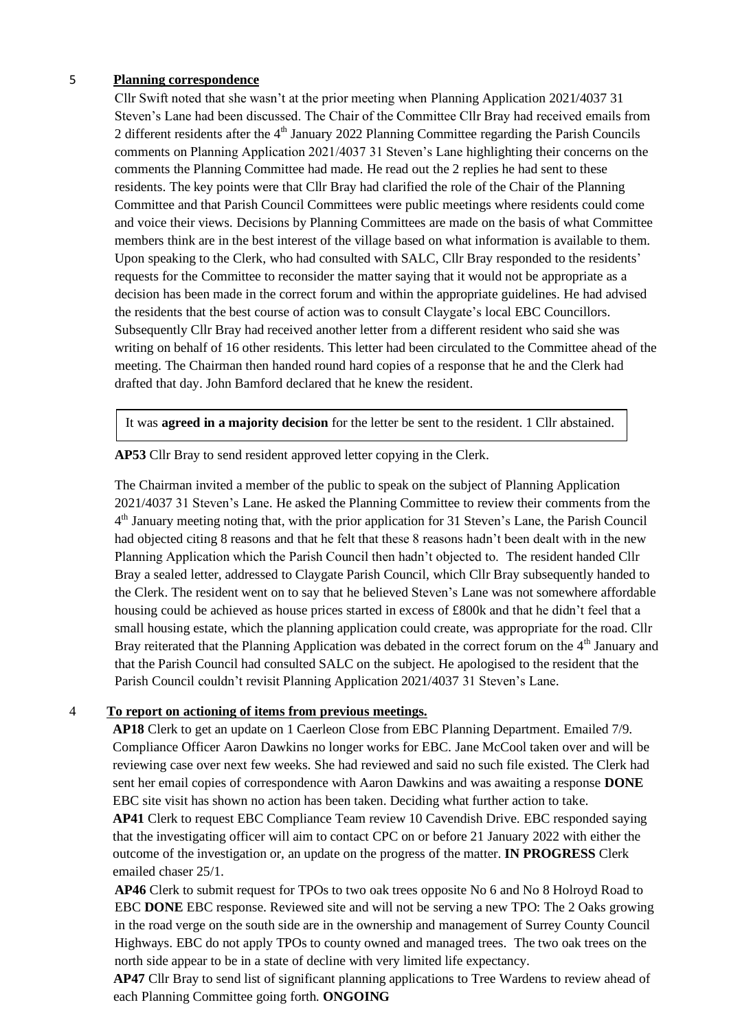## 5 Planning correspondence

Cllr Swift noted that she wasn't at the prior meeting when Planning Application 2021/4037 31 Steven's Lane had been discussed. The Chair of the Committee Cllr Bray had received emails from 2 different residents after the 4th January 2022 Planning Committee regarding the Parish Councils comments on Planning Application 2021/4037 31 Steven's Lane highlighting their concerns on the comments the Planning Committee had made. He read out the 2 replies he had sent to these residents. The key points were that Cllr Bray had clarified the role of the Chair of the Planning Committee and that Parish Council Committees were public meetings where residents could come and voice their views. Decisions by Planning Committees are made on the basis of what Committee members think are in the best interest of the village based on what information is available to them. Upon speaking to the Clerk, who had consulted with SALC, Cllr Bray responded to the residents' requests for the Committee to reconsider the matter saying that it would not be appropriate as a decision has been made in the correct forum and within the appropriate guidelines. He had advised the residents that the best course of action was to consult Claygate's local EBC Councillors. Subsequently Cllr Bray had received another letter from a different resident who said she was writing on behalf of 16 other residents. This letter had been circulated to the Committee ahead of the meeting. The Chairman then handed round hard copies of a response that he and the Clerk had drafted that day. John Bamford declared that he knew the resident.

It was **agreed in a majority decision** for the letter be sent to the resident. 1 Cllr abstained.

**AP53** Cllr Bray to send resident approved letter copying in the Clerk.

The Chairman invited a member of the public to speak on the subject of Planning Application 2021/4037 31 Steven's Lane. He asked the Planning Committee to review their comments from the 4th January meeting noting that, with the prior application for 31 Steven's Lane, the Parish Council had objected citing 8 reasons and that he felt that these 8 reasons hadn't been dealt with in the new Planning Application which the Parish Council then hadn't objected to. The resident handed Cllr Bray a sealed letter, addressed to Claygate Parish Council, which Cllr Bray subsequently handed to the Clerk. The resident went on to say that he believed Steven's Lane was not somewhere affordable housing could be achieved as house prices started in excess of £800k and that he didn't feel that a small housing estate, which the planning application could create, was appropriate for the road. Cllr Bray reiterated that the Planning Application was debated in the correct forum on the 4th January and that the Parish Council had consulted SALC on the subject. He apologised to the resident that the Parish Council couldn't revisit Planning Application 2021/4037 31 Steven's Lane.

## 4 To report on actioning of items from previous meetings.

**AP18** Clerk to get an update on 1 Caerleon Close from EBC Planning Department. Emailed 7/9. Compliance Officer Aaron Dawkins no longer works for EBC. Jane McCool taken over and will be reviewing case over next few weeks. She had reviewed and said no such file existed. The Clerk had sent her email copies of correspondence with Aaron Dawkins and was awaiting a response **DONE** EBC site visit has shown no action has been taken. Deciding what further action to take.

**AP41** Clerk to request EBC Compliance Team review 10 Cavendish Drive. EBC responded saying that the investigating officer will aim to contact CPC on or before 21 January 2022 with either the outcome of the investigation or, an update on the progress of the matter. **IN PROGRESS** Clerk emailed chaser 25/1.

**AP46** Clerk to submit request for TPOs to two oak trees opposite No 6 and No 8 Holroyd Road to EBC **DONE** EBC response. Reviewed site and will not be serving a new TPO: The 2 Oaks growing in the road verge on the south side are in the ownership and management of Surrey County Council Highways. EBC do not apply TPOs to county owned and managed trees. The two oak trees on the north side appear to be in a state of decline with very limited life expectancy.

**AP47** Cllr Bray to send list of significant planning applications to Tree Wardens to review ahead of each Planning Committee going forth. **ONGOING**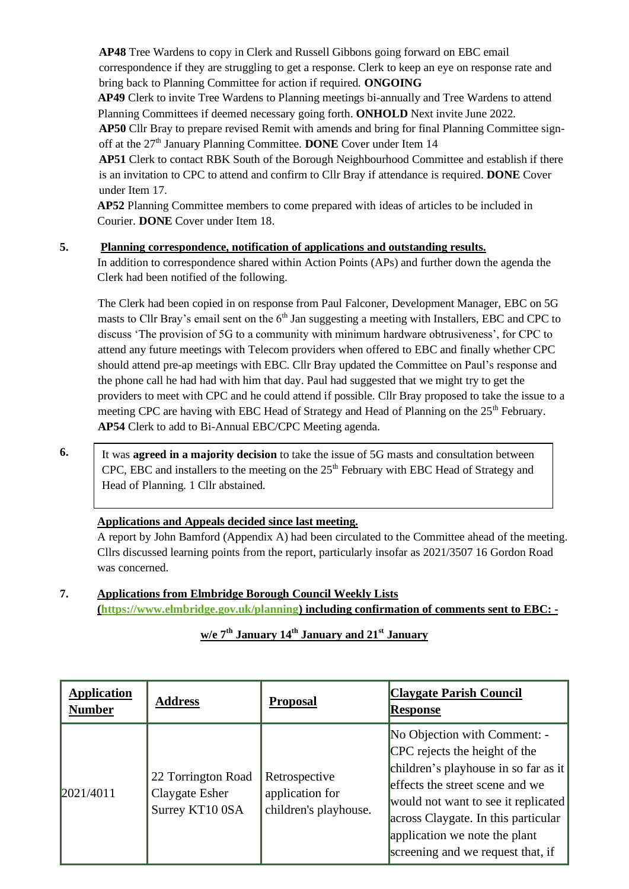**AP48** Tree Wardens to copy in Clerk and Russell Gibbons going forward on EBC email correspondence if they are struggling to get a response. Clerk to keep an eye on response rate and bring back to Planning Committee for action if required. **ONGOING**

**AP49** Clerk to invite Tree Wardens to Planning meetings bi-annually and Tree Wardens to attend Planning Committees if deemed necessary going forth. **ONHOLD** Next invite June 2022.

**AP50** Cllr Bray to prepare revised Remit with amends and bring for final Planning Committee sign-off at the 27th January Planning Committee. **DONE** Cover under Item 14

**AP51** Clerk to contact RBK South of the Borough Neighbourhood Committee and establish if there is an invitation to CPC to attend and confirm to Cllr Bray if attendance is required. **DONE** Cover under Item 17.

**AP52** Planning Committee members to come prepared with ideas of articles to be included in Courier. **DONE** Cover under Item 18.

**5. Planning correspondence, notification of applications and outstanding results.**

In addition to correspondence shared within Action Points (APs) and further down the agenda the Clerk had been notified of the following.

The Clerk had been copied in on response from Paul Falconer, Development Manager, EBC on 5G masts to Cllr Bray's email sent on the 6th Jan suggesting a meeting with Installers, EBC and CPC to discuss 'The provision of 5G to a community with minimum hardware obtrusiveness', for CPC to attend any future meetings with Telecom providers when offered to EBC and finally whether CPC should attend pre-ap meetings with EBC. Cllr Bray updated the Committee on Paul's response and the phone call he had had with him that day. Paul had suggested that we might try to get the providers to meet with CPC and he could attend if possible. Cllr Bray proposed to take the issue to a meeting CPC are having with EBC Head of Strategy and Head of Planning on the 25th February. **AP54** Clerk to add to Bi-Annual EBC/CPC Meeting agenda.

> It was **agreed in a majority decision** to take the issue of 5G masts and consultation between CPC, EBC and installers to the meeting on the 25th February with EBC Head of Strategy and Head of Planning. 1 Cllr abstained.

**6. Applications and Appeals decided since last meeting.**

A report by John Bamford (Appendix A) had been circulated to the Committee ahead of the meeting. Cllrs discussed learning points from the report, particularly insofar as 2021/3507 16 Gordon Road was concerned.

**7. Applications from Elmbridge Borough Council Weekly Lists ([https://www.elmbridge.gov.uk/planning](https://www.elmbridge.gov.uk/planning)) including confirmation of comments sent to EBC: -**

**w/e 7th January 14th January and 21st January**

| Application Number | Address | Proposal | Claygate Parish Council Response |
|---|---|---|---|
| 2021/4011 | 22 Torrington Road Claygate Esher Surrey KT10 0SA | Retrospective application for children's playhouse. | No Objection with Comment: - CPC rejects the height of the children's playhouse in so far as it effects the street scene and we would not want to see it replicated across Claygate. In this particular application we note the plant screening and we request that, if |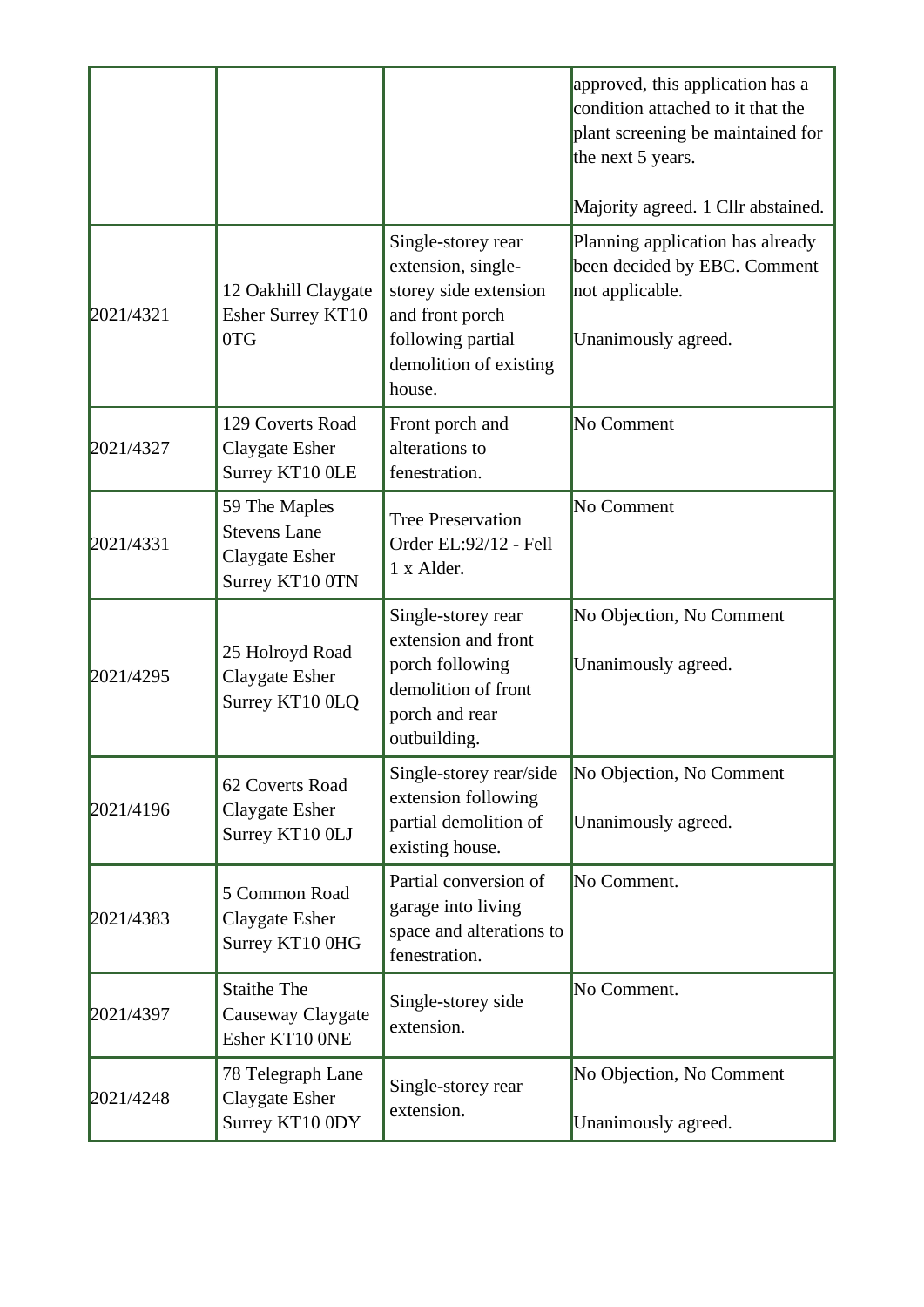| | | | |
|---|---|---|---|
| | | | approved, this application has a condition attached to it that the plant screening be maintained for the next 5 years.<br><br>Majority agreed. 1 Cllr abstained. |
| 2021/4321 | 12 Oakhill Claygate Esher Surrey KT10 0TG | Single-storey rear extension, single-storey side extension and front porch following partial demolition of existing house. | Planning application has already been decided by EBC. Comment not applicable.<br><br>Unanimously agreed. |
| 2021/4327 | 129 Coverts Road Claygate Esher Surrey KT10 0LE | Front porch and alterations to fenestration. | No Comment |
| 2021/4331 | 59 The Maples Stevens Lane Claygate Esher Surrey KT10 0TN | Tree Preservation Order EL:92/12 - Fell 1 x Alder. | No Comment |
| 2021/4295 | 25 Holroyd Road Claygate Esher Surrey KT10 0LQ | Single-storey rear extension and front porch following demolition of front porch and rear outbuilding. | No Objection, No Comment<br><br>Unanimously agreed. |
| 2021/4196 | 62 Coverts Road Claygate Esher Surrey KT10 0LJ | Single-storey rear/side extension following partial demolition of existing house. | No Objection, No Comment<br><br>Unanimously agreed. |
| 2021/4383 | 5 Common Road Claygate Esher Surrey KT10 0HG | Partial conversion of garage into living space and alterations to fenestration. | No Comment. |
| 2021/4397 | Staithe The Causeway Claygate Esher KT10 0NE | Single-storey side extension. | No Comment. |
| 2021/4248 | 78 Telegraph Lane Claygate Esher Surrey KT10 0DY | Single-storey rear extension. | No Objection, No Comment<br><br>Unanimously agreed. |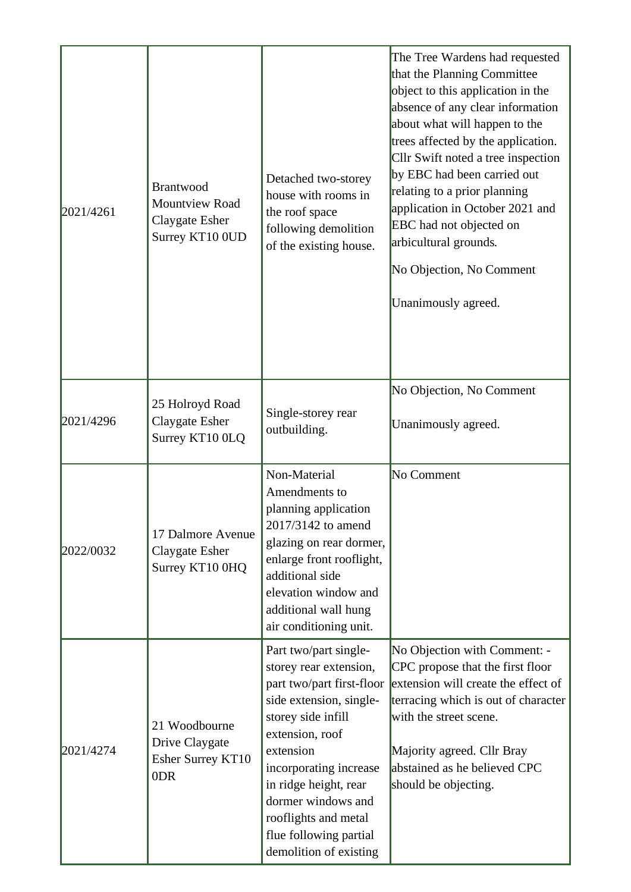| | | | |
|---|---|---|---|
| 2021/4261 | Brantwood Mountview Road Claygate Esher Surrey KT10 0UD | Detached two-storey house with rooms in the roof space following demolition of the existing house. | The Tree Wardens had requested that the Planning Committee object to this application in the absence of any clear information about what will happen to the trees affected by the application. Cllr Swift noted a tree inspection by EBC had been carried out relating to a prior planning application in October 2021 and EBC had not objected on arbicultural grounds.<br><br>No Objection, No Comment<br><br>Unanimously agreed. |
| 2021/4296 | 25 Holroyd Road Claygate Esher Surrey KT10 0LQ | Single-storey rear outbuilding. | No Objection, No Comment<br><br>Unanimously agreed. |
| 2022/0032 | 17 Dalmore Avenue Claygate Esher Surrey KT10 0HQ | Non-Material Amendments to planning application 2017/3142 to amend glazing on rear dormer, enlarge front rooflight, additional side elevation window and additional wall hung air conditioning unit. | No Comment |
| 2021/4274 | 21 Woodbourne Drive Claygate Esher Surrey KT10 0DR | Part two/part single-storey rear extension, part two/part first-floor side extension, single-storey side infill extension, roof extension incorporating increase in ridge height, rear dormer windows and rooflights and metal flue following partial demolition of existing | No Objection with Comment: - CPC propose that the first floor extension will create the effect of terracing which is out of character with the street scene.<br><br>Majority agreed. Cllr Bray abstained as he believed CPC should be objecting. |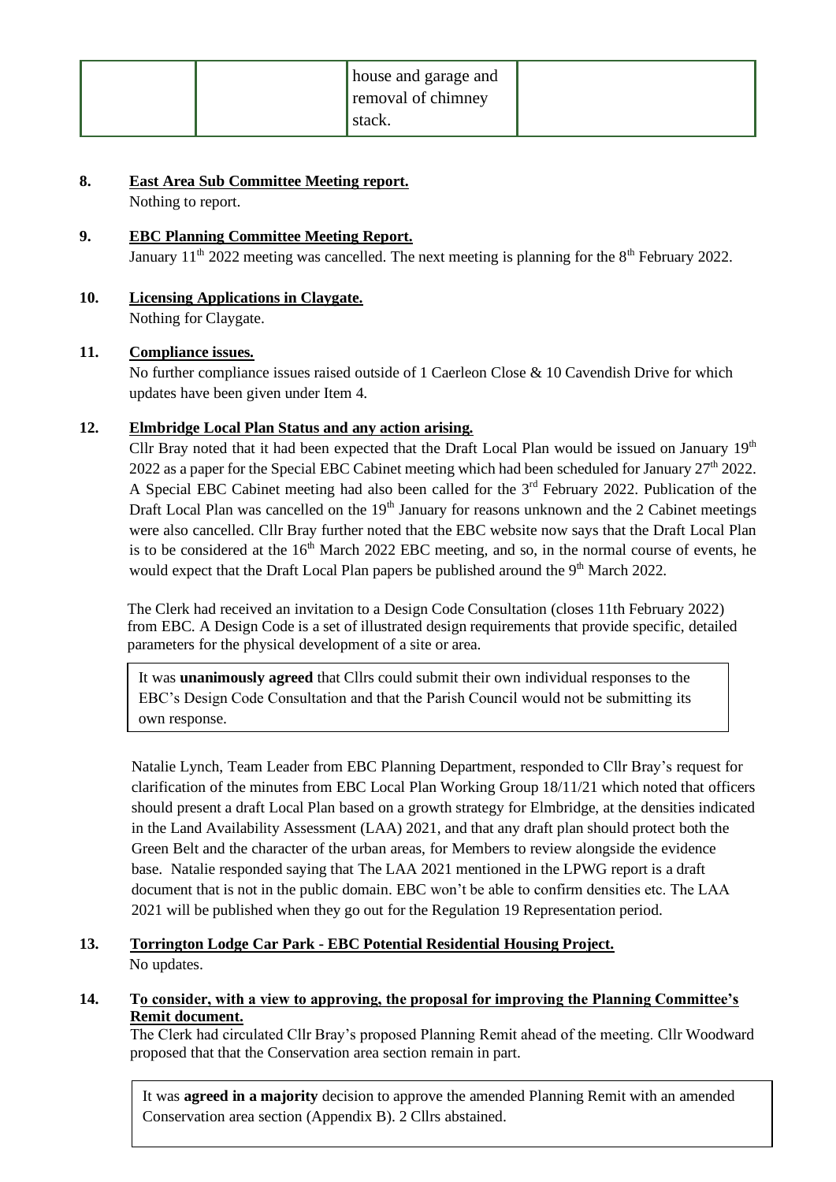| | | house and garage and removal of chimney stack. | |
|---|---|---|---|

**8. East Area Sub Committee Meeting report.**

Nothing to report.

**9. EBC Planning Committee Meeting Report.**

January 11th 2022 meeting was cancelled. The next meeting is planning for the 8th February 2022.

**10. Licensing Applications in Claygate.**

Nothing for Claygate.

**11. Compliance issues.**

No further compliance issues raised outside of 1 Caerleon Close & 10 Cavendish Drive for which updates have been given under Item 4.

**12. Elmbridge Local Plan Status and any action arising.**

Cllr Bray noted that it had been expected that the Draft Local Plan would be issued on January 19th 2022 as a paper for the Special EBC Cabinet meeting which had been scheduled for January 27th 2022. A Special EBC Cabinet meeting had also been called for the 3rd February 2022. Publication of the Draft Local Plan was cancelled on the 19th January for reasons unknown and the 2 Cabinet meetings were also cancelled. Cllr Bray further noted that the EBC website now says that the Draft Local Plan is to be considered at the 16th March 2022 EBC meeting, and so, in the normal course of events, he would expect that the Draft Local Plan papers be published around the 9th March 2022.

The Clerk had received an invitation to a Design Code Consultation (closes 11th February 2022) from EBC. A Design Code is a set of illustrated design requirements that provide specific, detailed parameters for the physical development of a site or area.

> It was **unanimously agreed** that Cllrs could submit their own individual responses to the EBC's Design Code Consultation and that the Parish Council would not be submitting its own response.

Natalie Lynch, Team Leader from EBC Planning Department, responded to Cllr Bray's request for clarification of the minutes from EBC Local Plan Working Group 18/11/21 which noted that officers should present a draft Local Plan based on a growth strategy for Elmbridge, at the densities indicated in the Land Availability Assessment (LAA) 2021, and that any draft plan should protect both the Green Belt and the character of the urban areas, for Members to review alongside the evidence base. Natalie responded saying that The LAA 2021 mentioned in the LPWG report is a draft document that is not in the public domain. EBC won't be able to confirm densities etc. The LAA 2021 will be published when they go out for the Regulation 19 Representation period.

**13. Torrington Lodge Car Park - EBC Potential Residential Housing Project.**

No updates.

**14. To consider, with a view to approving, the proposal for improving the Planning Committee's Remit document.**

The Clerk had circulated Cllr Bray's proposed Planning Remit ahead of the meeting. Cllr Woodward proposed that that the Conservation area section remain in part.

> It was **agreed in a majority** decision to approve the amended Planning Remit with an amended Conservation area section (Appendix B). 2 Cllrs abstained.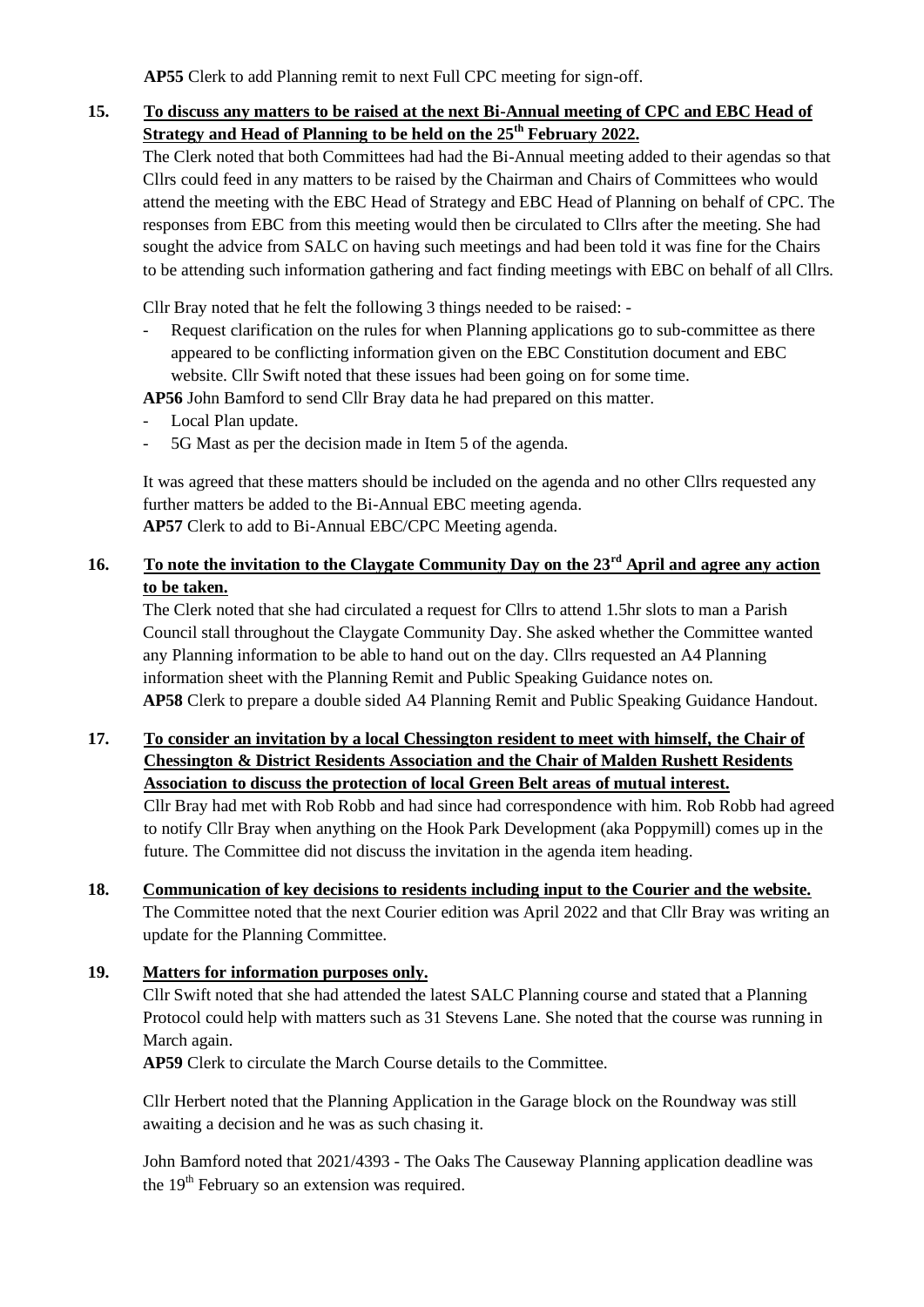**AP55** Clerk to add Planning remit to next Full CPC meeting for sign-off.

**15. To discuss any matters to be raised at the next Bi-Annual meeting of CPC and EBC Head of Strategy and Head of Planning to be held on the 25th February 2022.**

The Clerk noted that both Committees had had the Bi-Annual meeting added to their agendas so that Cllrs could feed in any matters to be raised by the Chairman and Chairs of Committees who would attend the meeting with the EBC Head of Strategy and EBC Head of Planning on behalf of CPC. The responses from EBC from this meeting would then be circulated to Cllrs after the meeting. She had sought the advice from SALC on having such meetings and had been told it was fine for the Chairs to be attending such information gathering and fact finding meetings with EBC on behalf of all Cllrs.

Cllr Bray noted that he felt the following 3 things needed to be raised: -

- Request clarification on the rules for when Planning applications go to sub-committee as there appeared to be conflicting information given on the EBC Constitution document and EBC website. Cllr Swift noted that these issues had been going on for some time.

**AP56** John Bamford to send Cllr Bray data he had prepared on this matter.

- Local Plan update.
- 5G Mast as per the decision made in Item 5 of the agenda.

It was agreed that these matters should be included on the agenda and no other Cllrs requested any further matters be added to the Bi-Annual EBC meeting agenda.
**AP57** Clerk to add to Bi-Annual EBC/CPC Meeting agenda.

**16. To note the invitation to the Claygate Community Day on the 23rd April and agree any action to be taken.**

The Clerk noted that she had circulated a request for Cllrs to attend 1.5hr slots to man a Parish Council stall throughout the Claygate Community Day. She asked whether the Committee wanted any Planning information to be able to hand out on the day. Cllrs requested an A4 Planning information sheet with the Planning Remit and Public Speaking Guidance notes on.
**AP58** Clerk to prepare a double sided A4 Planning Remit and Public Speaking Guidance Handout.

**17. To consider an invitation by a local Chessington resident to meet with himself, the Chair of Chessington & District Residents Association and the Chair of Malden Rushett Residents Association to discuss the protection of local Green Belt areas of mutual interest.**

Cllr Bray had met with Rob Robb and had since had correspondence with him. Rob Robb had agreed to notify Cllr Bray when anything on the Hook Park Development (aka Poppymill) comes up in the future. The Committee did not discuss the invitation in the agenda item heading.

**18. Communication of key decisions to residents including input to the Courier and the website.**

The Committee noted that the next Courier edition was April 2022 and that Cllr Bray was writing an update for the Planning Committee.

**19. Matters for information purposes only.**

Cllr Swift noted that she had attended the latest SALC Planning course and stated that a Planning Protocol could help with matters such as 31 Stevens Lane. She noted that the course was running in March again.
**AP59** Clerk to circulate the March Course details to the Committee.

Cllr Herbert noted that the Planning Application in the Garage block on the Roundway was still awaiting a decision and he was as such chasing it.

John Bamford noted that 2021/4393 - The Oaks The Causeway Planning application deadline was the 19th February so an extension was required.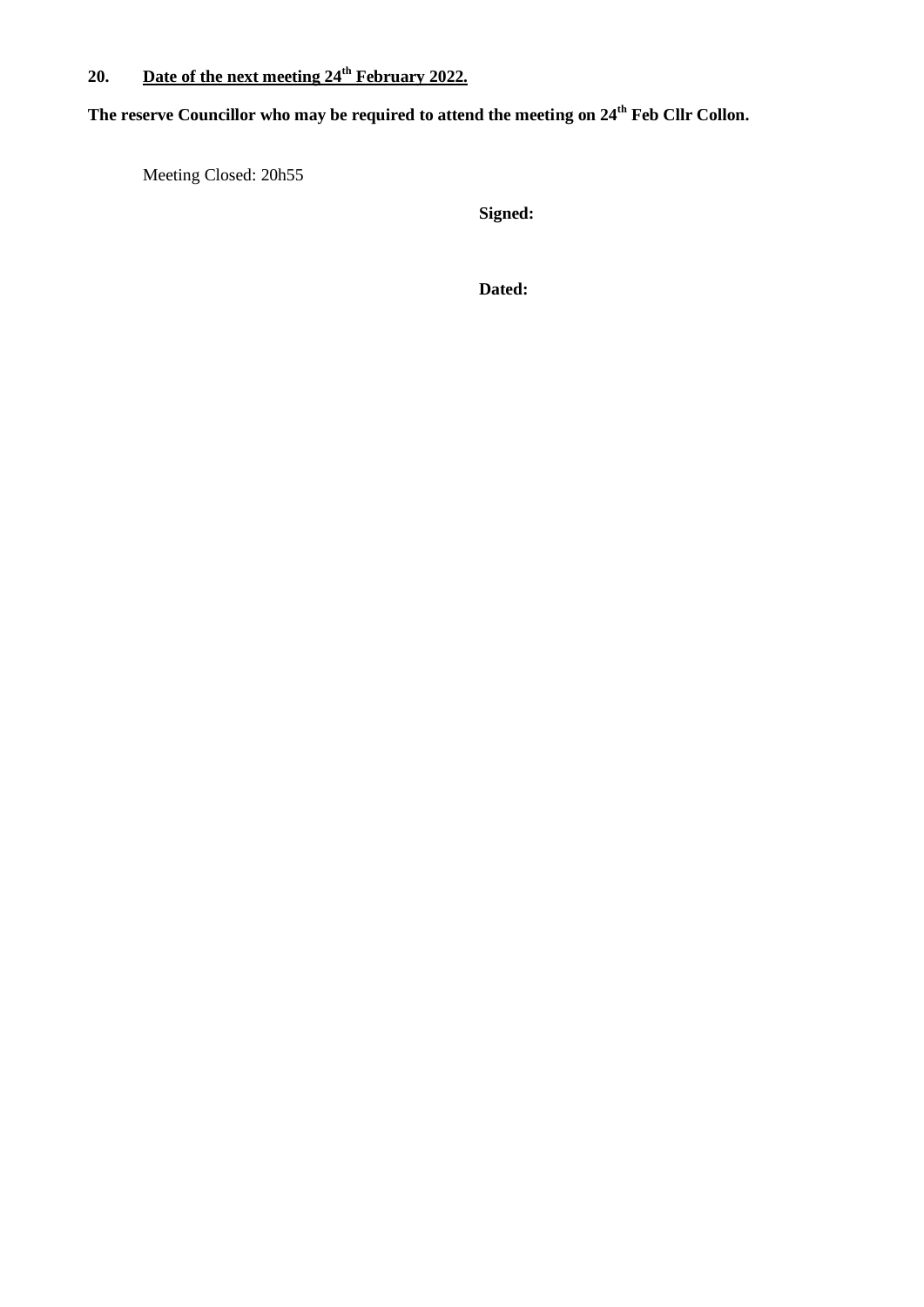**20. <u>Date of the next meeting 24th February 2022.</u>**

**The reserve Councillor who may be required to attend the meeting on 24th Feb Cllr Collon.**

Meeting Closed: 20h55

**Signed:**

**Dated:**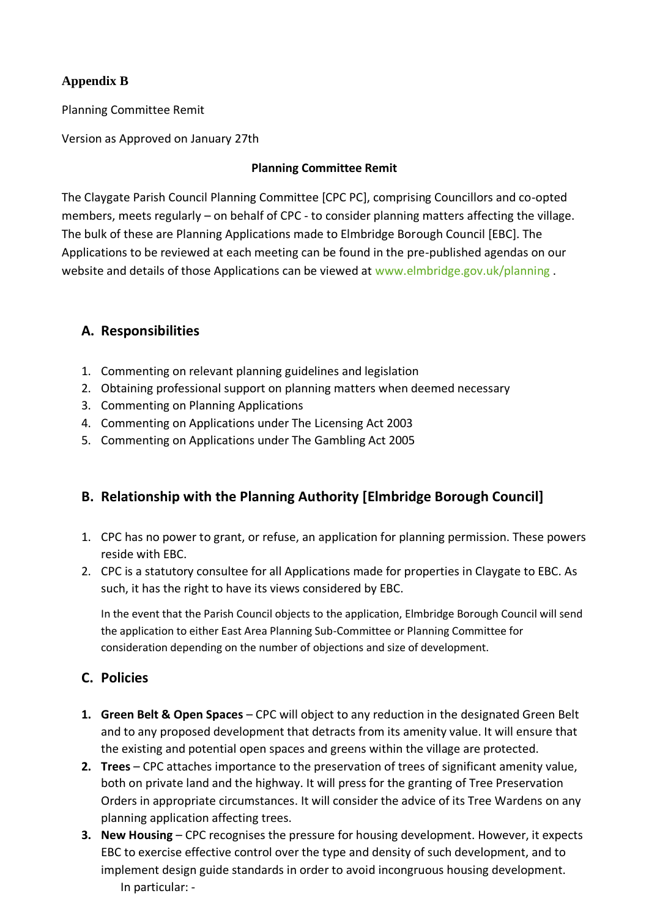**Appendix B**

Planning Committee Remit

Version as Approved on January 27th

**Planning Committee Remit**

The Claygate Parish Council Planning Committee [CPC PC], comprising Councillors and co-opted members, meets regularly – on behalf of CPC - to consider planning matters affecting the village. The bulk of these are Planning Applications made to Elmbridge Borough Council [EBC]. The Applications to be reviewed at each meeting can be found in the pre-published agendas on our website and details of those Applications can be viewed at www.elmbridge.gov.uk/planning .

## A. Responsibilities

1. Commenting on relevant planning guidelines and legislation
2. Obtaining professional support on planning matters when deemed necessary
3. Commenting on Planning Applications
4. Commenting on Applications under The Licensing Act 2003
5. Commenting on Applications under The Gambling Act 2005

## B. Relationship with the Planning Authority [Elmbridge Borough Council]

1. CPC has no power to grant, or refuse, an application for planning permission. These powers reside with EBC.
2. CPC is a statutory consultee for all Applications made for properties in Claygate to EBC. As such, it has the right to have its views considered by EBC.

   In the event that the Parish Council objects to the application, Elmbridge Borough Council will send the application to either East Area Planning Sub-Committee or Planning Committee for consideration depending on the number of objections and size of development.

## C. Policies

1. **Green Belt & Open Spaces** – CPC will object to any reduction in the designated Green Belt and to any proposed development that detracts from its amenity value. It will ensure that the existing and potential open spaces and greens within the village are protected.
2. **Trees** – CPC attaches importance to the preservation of trees of significant amenity value, both on private land and the highway. It will press for the granting of Tree Preservation Orders in appropriate circumstances. It will consider the advice of its Tree Wardens on any planning application affecting trees.
3. **New Housing** – CPC recognises the pressure for housing development. However, it expects EBC to exercise effective control over the type and density of such development, and to implement design guide standards in order to avoid incongruous housing development.
   In particular: -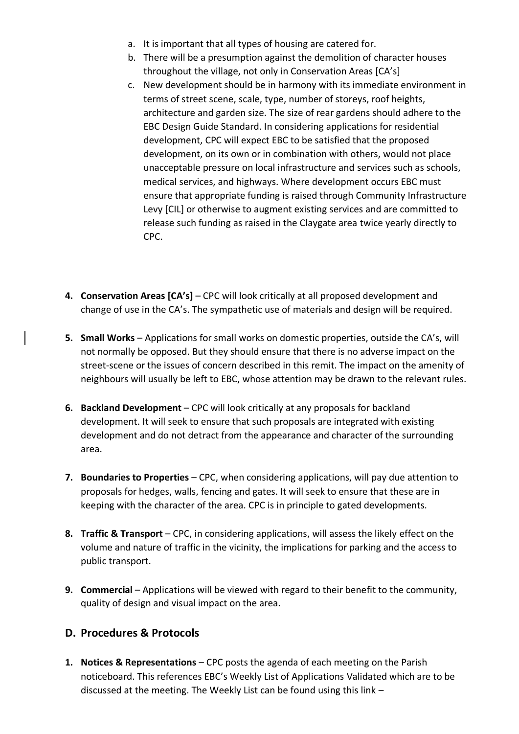a. It is important that all types of housing are catered for.
b. There will be a presumption against the demolition of character houses throughout the village, not only in Conservation Areas [CA's]
c. New development should be in harmony with its immediate environment in terms of street scene, scale, type, number of storeys, roof heights, architecture and garden size. The size of rear gardens should adhere to the EBC Design Guide Standard. In considering applications for residential development, CPC will expect EBC to be satisfied that the proposed development, on its own or in combination with others, would not place unacceptable pressure on local infrastructure and services such as schools, medical services, and highways. Where development occurs EBC must ensure that appropriate funding is raised through Community Infrastructure Levy [CIL] or otherwise to augment existing services and are committed to release such funding as raised in the Claygate area twice yearly directly to CPC.

4. **Conservation Areas [CA's]** – CPC will look critically at all proposed development and change of use in the CA's. The sympathetic use of materials and design will be required.

5. **Small Works** – Applications for small works on domestic properties, outside the CA's, will not normally be opposed. But they should ensure that there is no adverse impact on the street-scene or the issues of concern described in this remit. The impact on the amenity of neighbours will usually be left to EBC, whose attention may be drawn to the relevant rules.

6. **Backland Development** – CPC will look critically at any proposals for backland development. It will seek to ensure that such proposals are integrated with existing development and do not detract from the appearance and character of the surrounding area.

7. **Boundaries to Properties** – CPC, when considering applications, will pay due attention to proposals for hedges, walls, fencing and gates. It will seek to ensure that these are in keeping with the character of the area. CPC is in principle to gated developments.

8. **Traffic & Transport** – CPC, in considering applications, will assess the likely effect on the volume and nature of traffic in the vicinity, the implications for parking and the access to public transport.

9. **Commercial** – Applications will be viewed with regard to their benefit to the community, quality of design and visual impact on the area.

## D. Procedures & Protocols

1. **Notices & Representations** – CPC posts the agenda of each meeting on the Parish noticeboard. This references EBC's Weekly List of Applications Validated which are to be discussed at the meeting. The Weekly List can be found using this link –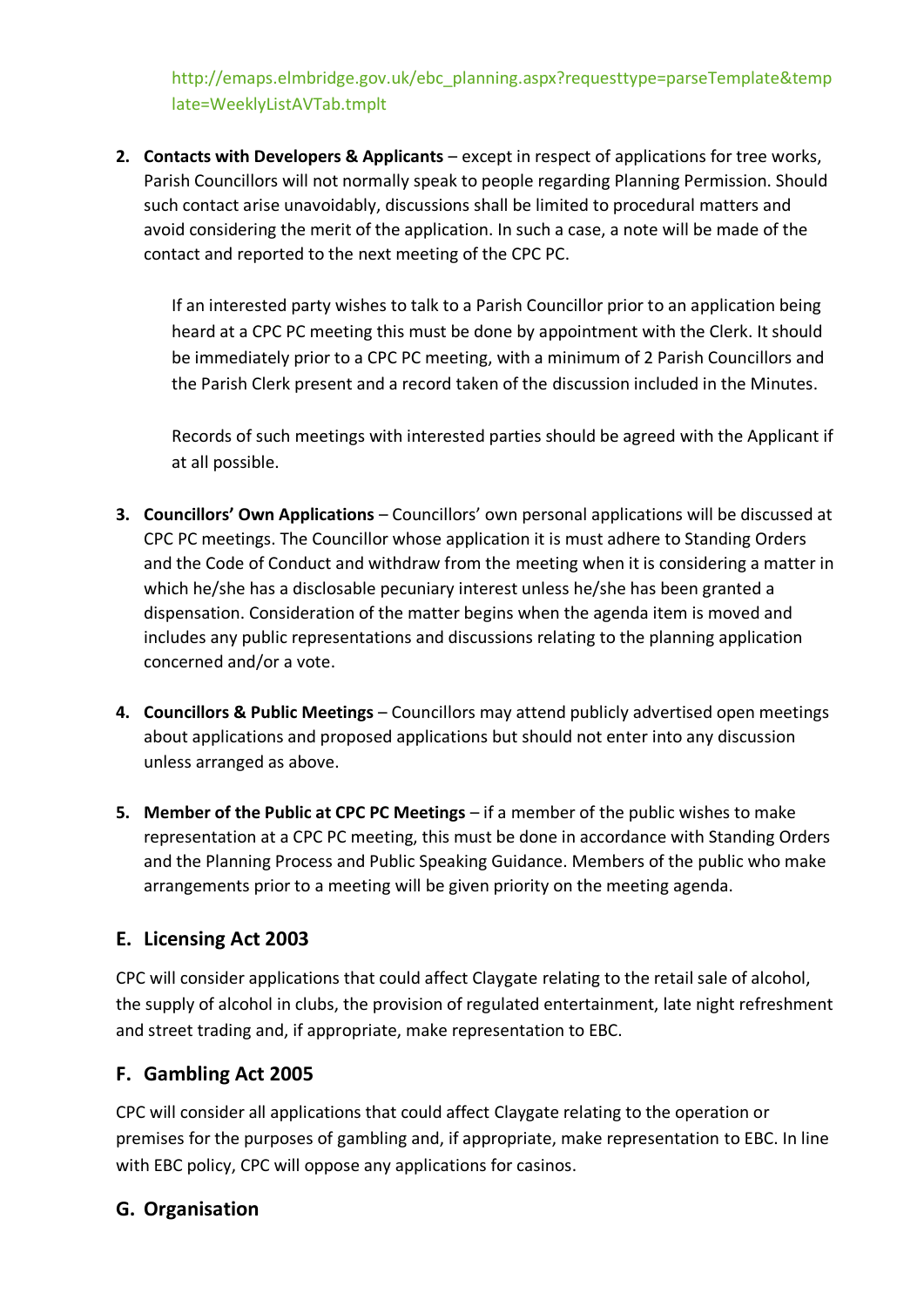http://emaps.elmbridge.gov.uk/ebc_planning.aspx?requesttype=parseTemplate&template=WeeklyListAVTab.tmplt

2. **Contacts with Developers & Applicants** – except in respect of applications for tree works, Parish Councillors will not normally speak to people regarding Planning Permission. Should such contact arise unavoidably, discussions shall be limited to procedural matters and avoid considering the merit of the application. In such a case, a note will be made of the contact and reported to the next meeting of the CPC PC.

   If an interested party wishes to talk to a Parish Councillor prior to an application being heard at a CPC PC meeting this must be done by appointment with the Clerk. It should be immediately prior to a CPC PC meeting, with a minimum of 2 Parish Councillors and the Parish Clerk present and a record taken of the discussion included in the Minutes.

   Records of such meetings with interested parties should be agreed with the Applicant if at all possible.

3. **Councillors' Own Applications** – Councillors' own personal applications will be discussed at CPC PC meetings. The Councillor whose application it is must adhere to Standing Orders and the Code of Conduct and withdraw from the meeting when it is considering a matter in which he/she has a disclosable pecuniary interest unless he/she has been granted a dispensation. Consideration of the matter begins when the agenda item is moved and includes any public representations and discussions relating to the planning application concerned and/or a vote.

4. **Councillors & Public Meetings** – Councillors may attend publicly advertised open meetings about applications and proposed applications but should not enter into any discussion unless arranged as above.

5. **Member of the Public at CPC PC Meetings** – if a member of the public wishes to make representation at a CPC PC meeting, this must be done in accordance with Standing Orders and the Planning Process and Public Speaking Guidance. Members of the public who make arrangements prior to a meeting will be given priority on the meeting agenda.

## E. Licensing Act 2003

CPC will consider applications that could affect Claygate relating to the retail sale of alcohol, the supply of alcohol in clubs, the provision of regulated entertainment, late night refreshment and street trading and, if appropriate, make representation to EBC.

## F. Gambling Act 2005

CPC will consider all applications that could affect Claygate relating to the operation or premises for the purposes of gambling and, if appropriate, make representation to EBC. In line with EBC policy, CPC will oppose any applications for casinos.

## G. Organisation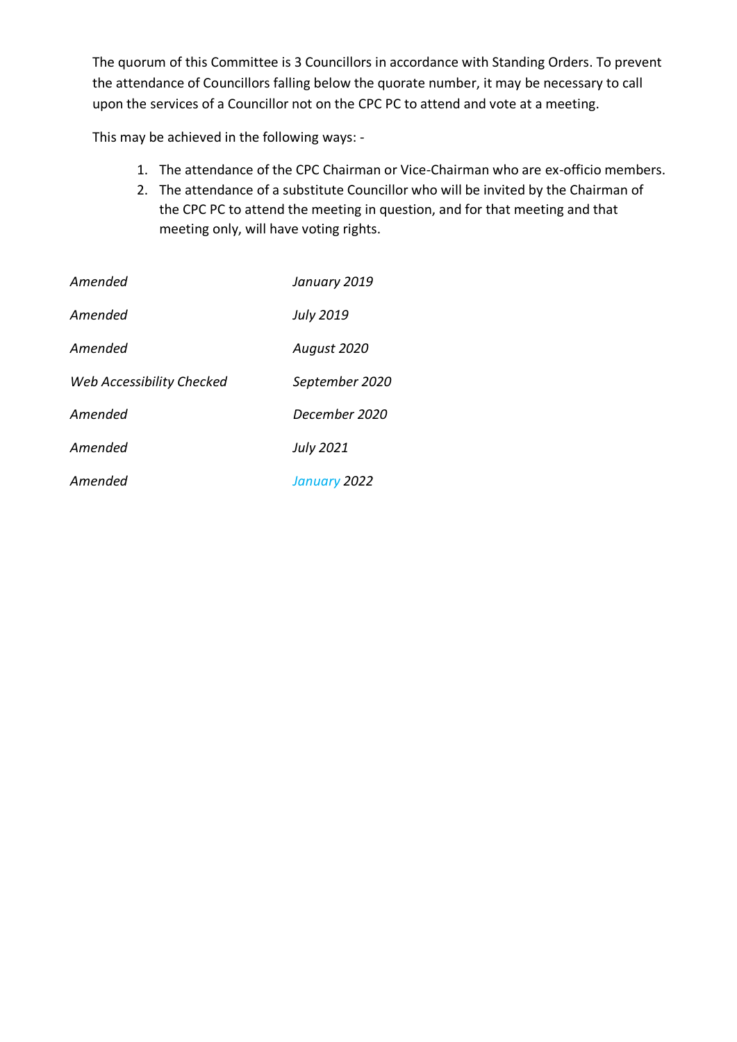The quorum of this Committee is 3 Councillors in accordance with Standing Orders. To prevent the attendance of Councillors falling below the quorate number, it may be necessary to call upon the services of a Councillor not on the CPC PC to attend and vote at a meeting.

This may be achieved in the following ways: -

1. The attendance of the CPC Chairman or Vice-Chairman who are ex-officio members.
2. The attendance of a substitute Councillor who will be invited by the Chairman of the CPC PC to attend the meeting in question, and for that meeting and that meeting only, will have voting rights.

| | |
|---|---|
| *Amended* | *January 2019* |
| *Amended* | *July 2019* |
| *Amended* | *August 2020* |
| *Web Accessibility Checked* | *September 2020* |
| *Amended* | *December 2020* |
| *Amended* | *July 2021* |
| *Amended* | *January 2022* |